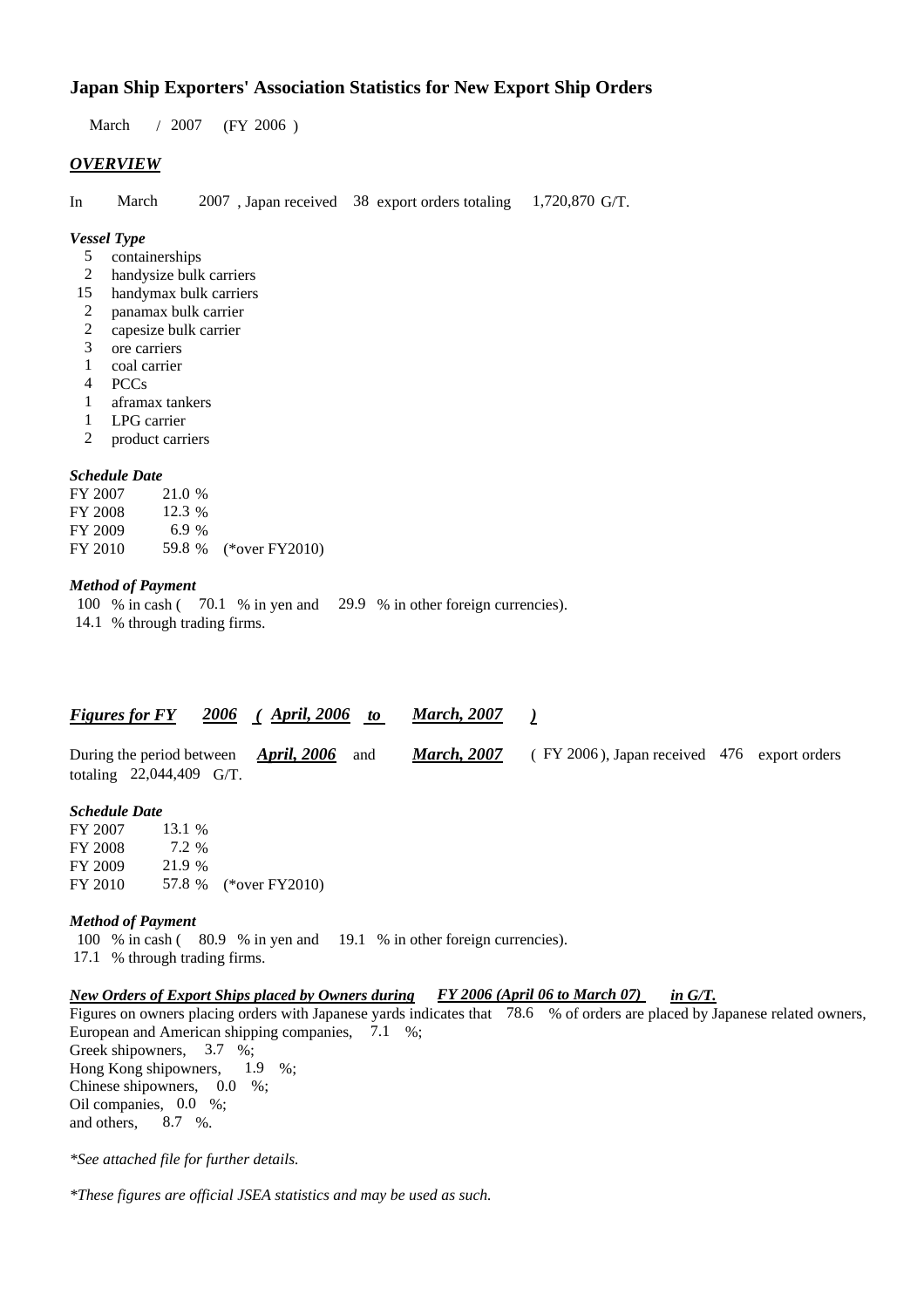# Japan Ship Exporters' Association Statistics for New Export Ship Orders

March / 2007 (FY 2006 )

## ***OVERVIEW***

In March 2007 , Japan received 38 export orders totaling 1,720,870 G/T.

***Vessel Type***

- 5 containerships
- 2 handysize bulk carriers
- 15 handymax bulk carriers
- 2 panamax bulk carrier
- 2 capesize bulk carrier
- 3 ore carriers
- 1 coal carrier
- 4 PCCs
- 1 aframax tankers
- 1 LPG carrier
- 2 product carriers

***Schedule Date***

| | |
|---|---|
| FY 2007 | 21.0 % |
| FY 2008 | 12.3 % |
| FY 2009 | 6.9 % |
| FY 2010 | 59.8 % (*over FY2010) |

***Method of Payment***

100 % in cash ( 70.1 % in yen and 29.9 % in other foreign currencies).
14.1 % through trading firms.

## ***Figures for FY 2006 ( April, 2006 to March, 2007 )***

During the period between ***April, 2006*** and ***March, 2007*** ( FY 2006 ), Japan received 476 export orders totaling 22,044,409 G/T.

***Schedule Date***

| | |
|---|---|
| FY 2007 | 13.1 % |
| FY 2008 | 7.2 % |
| FY 2009 | 21.9 % |
| FY 2010 | 57.8 % (*over FY2010) |

***Method of Payment***

100 % in cash ( 80.9 % in yen and 19.1 % in other foreign currencies).
17.1 % through trading firms.

***New Orders of Export Ships placed by Owners during FY 2006 (April 06 to March 07) in G/T.***

Figures on owners placing orders with Japanese yards indicates that 78.6 % of orders are placed by Japanese related owners,
European and American shipping companies, 7.1 %;
Greek shipowners, 3.7 %;
Hong Kong shipowners, 1.9 %;
Chinese shipowners, 0.0 %;
Oil companies, 0.0 %;
and others, 8.7 %.

*\*See attached file for further details.*

*\*These figures are official JSEA statistics and may be used as such.*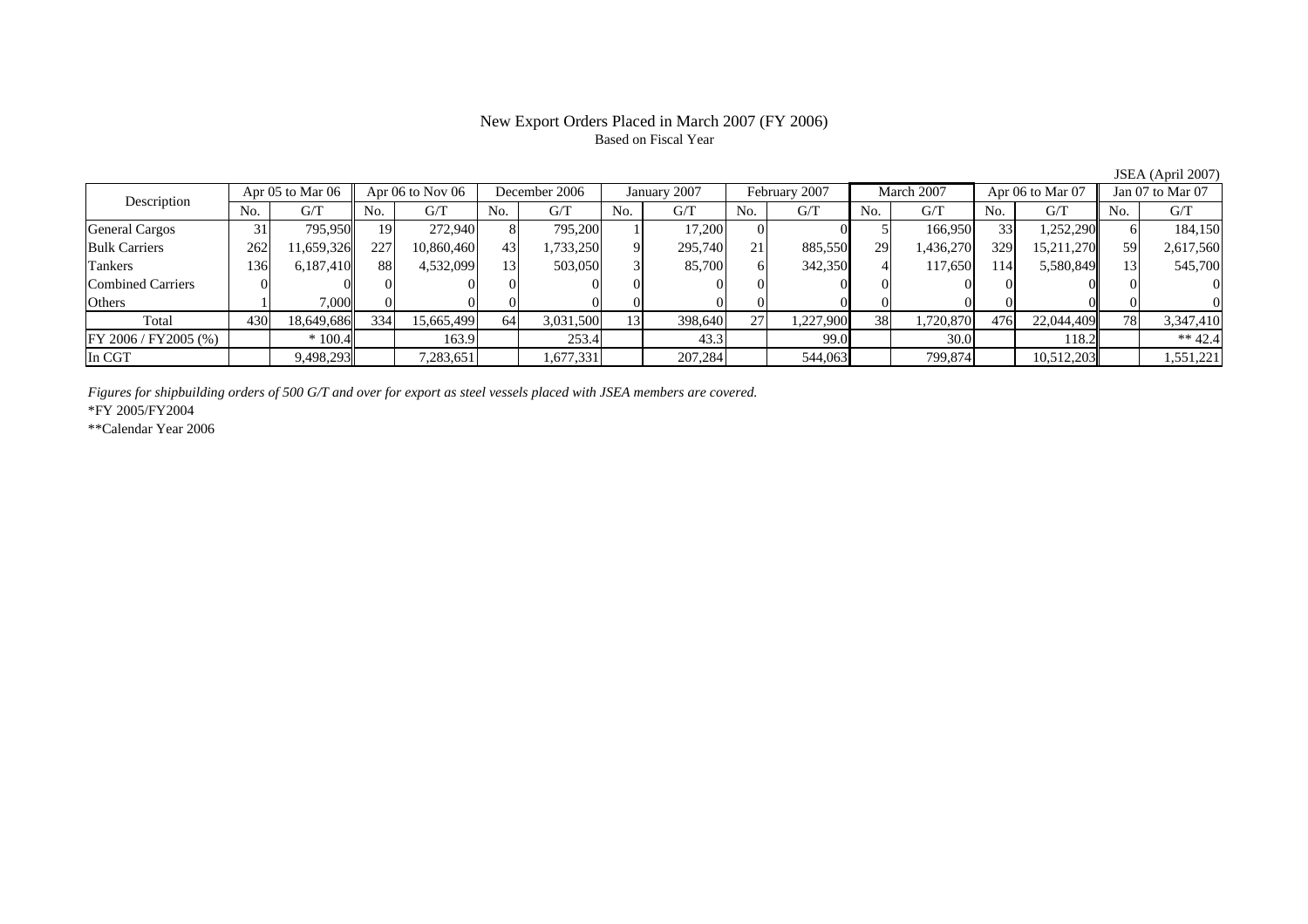# New Export Orders Placed in March 2007 (FY 2006)

Based on Fiscal Year

JSEA (April 2007)

| Description | Apr 05 to Mar 06 | | Apr 06 to Nov 06 | | December 2006 | | January 2007 | | February 2007 | | March 2007 | | Apr 06 to Mar 07 | | Jan 07 to Mar 07 | |
|---|---|---|---|---|---|---|---|---|---|---|---|---|---|---|---|---|
| | No. | G/T | No. | G/T | No. | G/T | No. | G/T | No. | G/T | No. | G/T | No. | G/T | No. | G/T |
| General Cargos | 31 | 795,950 | 19 | 272,940 | 8 | 795,200 | 1 | 17,200 | 0 | 0 | 5 | 166,950 | 33 | 1,252,290 | 6 | 184,150 |
| Bulk Carriers | 262 | 11,659,326 | 227 | 10,860,460 | 43 | 1,733,250 | 9 | 295,740 | 21 | 885,550 | 29 | 1,436,270 | 329 | 15,211,270 | 59 | 2,617,560 |
| Tankers | 136 | 6,187,410 | 88 | 4,532,099 | 13 | 503,050 | 3 | 85,700 | 6 | 342,350 | 4 | 117,650 | 114 | 5,580,849 | 13 | 545,700 |
| Combined Carriers | 0 | 0 | 0 | 0 | 0 | 0 | 0 | 0 | 0 | 0 | 0 | 0 | 0 | 0 | 0 | 0 |
| Others | 1 | 7,000 | 0 | 0 | 0 | 0 | 0 | 0 | 0 | 0 | 0 | 0 | 0 | 0 | 0 | 0 |
| Total | 430 | 18,649,686 | 334 | 15,665,499 | 64 | 3,031,500 | 13 | 398,640 | 27 | 1,227,900 | 38 | 1,720,870 | 476 | 22,044,409 | 78 | 3,347,410 |
| FY 2006 / FY2005 (%) | | * 100.4 | | 163.9 | | 253.4 | | 43.3 | | 99.0 | | 30.0 | | 118.2 | | ** 42.4 |
| In CGT | | 9,498,293 | | 7,283,651 | | 1,677,331 | | 207,284 | | 544,063 | | 799,874 | | 10,512,203 | | 1,551,221 |

*Figures for shipbuilding orders of 500 G/T and over for export as steel vessels placed with JSEA members are covered.*

*FY 2005/FY2004

**Calendar Year 2006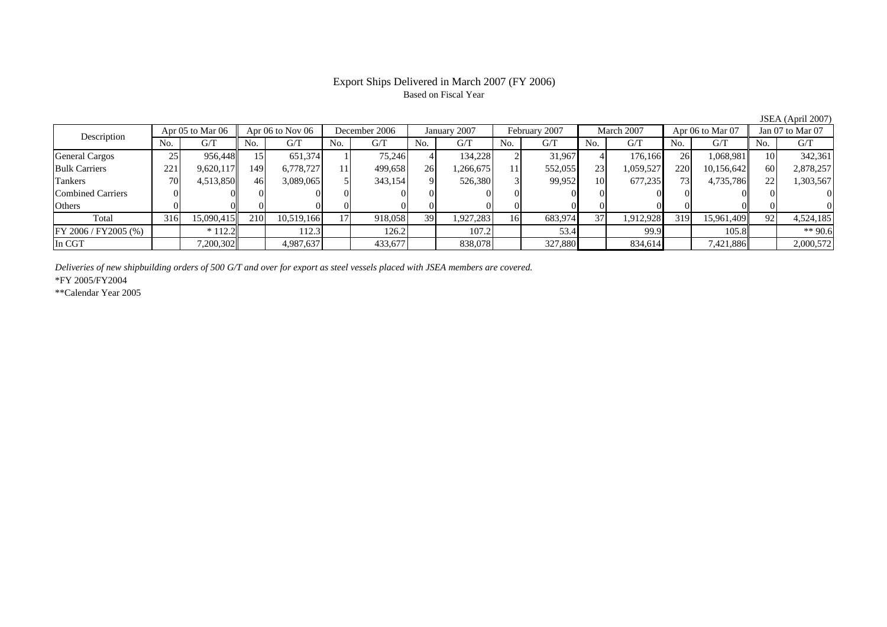# Export Ships Delivered in March 2007 (FY 2006)

Based on Fiscal Year

JSEA (April 2007)

| Description | Apr 05 to Mar 06 | | Apr 06 to Nov 06 | | December 2006 | | January 2007 | | February 2007 | | March 2007 | | Apr 06 to Mar 07 | | Jan 07 to Mar 07 | |
|---|---|---|---|---|---|---|---|---|---|---|---|---|---|---|---|---|
| | No. | G/T | No. | G/T | No. | G/T | No. | G/T | No. | G/T | No. | G/T | No. | G/T | No. | G/T |
| General Cargos | 25 | 956,448 | 15 | 651,374 | 1 | 75,246 | 4 | 134,228 | 2 | 31,967 | 4 | 176,166 | 26 | 1,068,981 | 10 | 342,361 |
| Bulk Carriers | 221 | 9,620,117 | 149 | 6,778,727 | 11 | 499,658 | 26 | 1,266,675 | 11 | 552,055 | 23 | 1,059,527 | 220 | 10,156,642 | 60 | 2,878,257 |
| Tankers | 70 | 4,513,850 | 46 | 3,089,065 | 5 | 343,154 | 9 | 526,380 | 3 | 99,952 | 10 | 677,235 | 73 | 4,735,786 | 22 | 1,303,567 |
| Combined Carriers | 0 | 0 | 0 | 0 | 0 | 0 | 0 | 0 | 0 | 0 | 0 | 0 | 0 | 0 | 0 | 0 |
| Others | 0 | 0 | 0 | 0 | 0 | 0 | 0 | 0 | 0 | 0 | 0 | 0 | 0 | 0 | 0 | 0 |
| Total | 316 | 15,090,415 | 210 | 10,519,166 | 17 | 918,058 | 39 | 1,927,283 | 16 | 683,974 | 37 | 1,912,928 | 319 | 15,961,409 | 92 | 4,524,185 |
| FY 2006 / FY2005 (%) | | * 112.2 | | 112.3 | | 126.2 | | 107.2 | | 53.4 | | 99.9 | | 105.8 | | ** 90.6 |
| In CGT | | 7,200,302 | | 4,987,637 | | 433,677 | | 838,078 | | 327,880 | | 834,614 | | 7,421,886 | | 2,000,572 |

*Deliveries of new shipbuilding orders of 500 G/T and over for export as steel vessels placed with JSEA members are covered.*

*FY 2005/FY2004

**Calendar Year 2005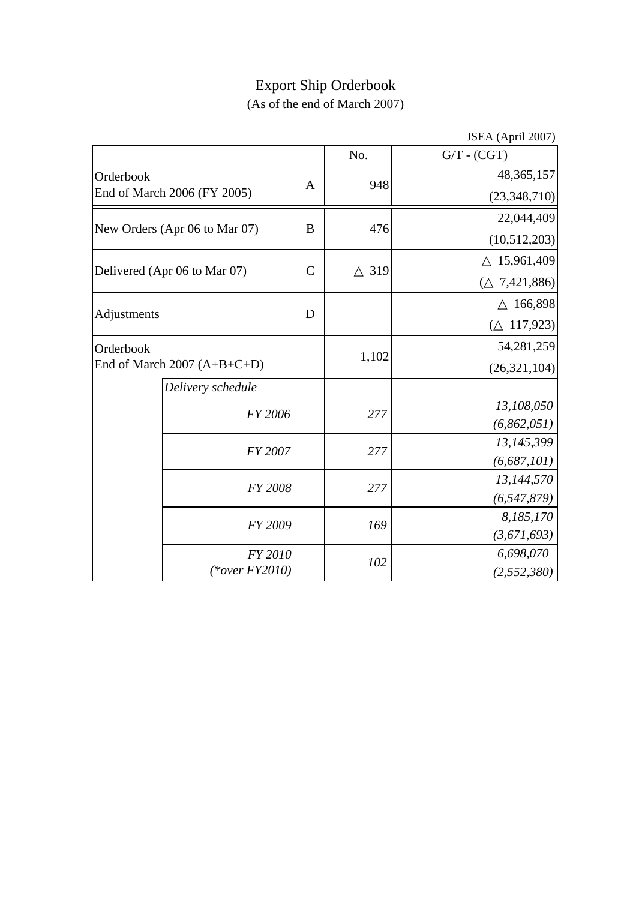# Export Ship Orderbook

(As of the end of March 2007)

JSEA (April 2007)

| | | | No. | G/T - (CGT) |
|---|---|---|---|---|
| Orderbook<br>End of March 2006 (FY 2005) | | A | 948 | 48,365,157<br>(23,348,710) |
| New Orders (Apr 06 to Mar 07) | | B | 476 | 22,044,409<br>(10,512,203) |
| Delivered (Apr 06 to Mar 07) | | C | △ 319 | △ 15,961,409<br>(△ 7,421,886) |
| Adjustments | | D | | △ 166,898<br>(△ 117,923) |
| Orderbook<br>End of March 2007 (A+B+C+D) | | | 1,102 | 54,281,259<br>(26,321,104) |
| | *Delivery schedule* | | | |
| | *FY 2006* | | *277* | *13,108,050*<br>*(6,862,051)* |
| | *FY 2007* | | *277* | *13,145,399*<br>*(6,687,101)* |
| | *FY 2008* | | *277* | *13,144,570*<br>*(6,547,879)* |
| | *FY 2009* | | *169* | *8,185,170*<br>*(3,671,693)* |
| | *FY 2010*<br>*(*over FY2010)* | | *102* | *6,698,070*<br>*(2,552,380)* |